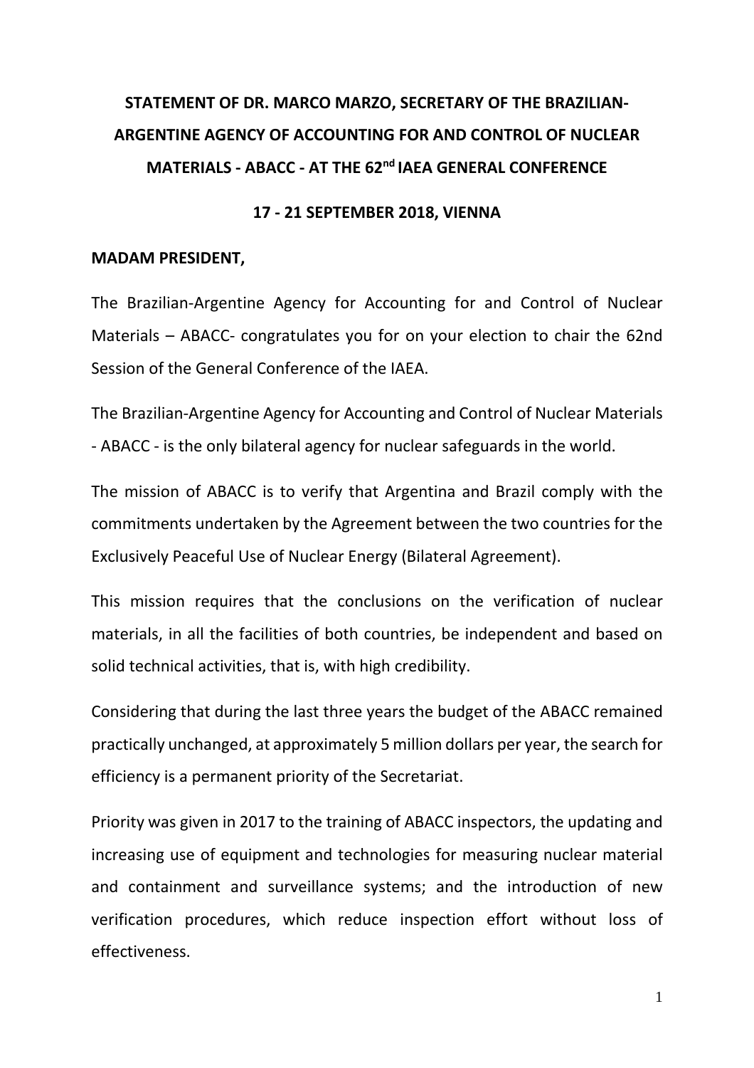# STATEMENT OF DR. MARCO MARZO, SECRETARY OF THE BRAZILIAN-ARGENTINE AGENCY OF ACCOUNTING FOR AND CONTROL OF NUCLEAR MATERIALS - ABACC - AT THE 62nd IAEA GENERAL CONFERENCE

## 17 - 21 SEPTEMBER 2018, VIENNA

**MADAM PRESIDENT,**

The Brazilian-Argentine Agency for Accounting for and Control of Nuclear Materials – ABACC- congratulates you for on your election to chair the 62nd Session of the General Conference of the IAEA.

The Brazilian-Argentine Agency for Accounting and Control of Nuclear Materials - ABACC - is the only bilateral agency for nuclear safeguards in the world.

The mission of ABACC is to verify that Argentina and Brazil comply with the commitments undertaken by the Agreement between the two countries for the Exclusively Peaceful Use of Nuclear Energy (Bilateral Agreement).

This mission requires that the conclusions on the verification of nuclear materials, in all the facilities of both countries, be independent and based on solid technical activities, that is, with high credibility.

Considering that during the last three years the budget of the ABACC remained practically unchanged, at approximately 5 million dollars per year, the search for efficiency is a permanent priority of the Secretariat.

Priority was given in 2017 to the training of ABACC inspectors, the updating and increasing use of equipment and technologies for measuring nuclear material and containment and surveillance systems; and the introduction of new verification procedures, which reduce inspection effort without loss of effectiveness.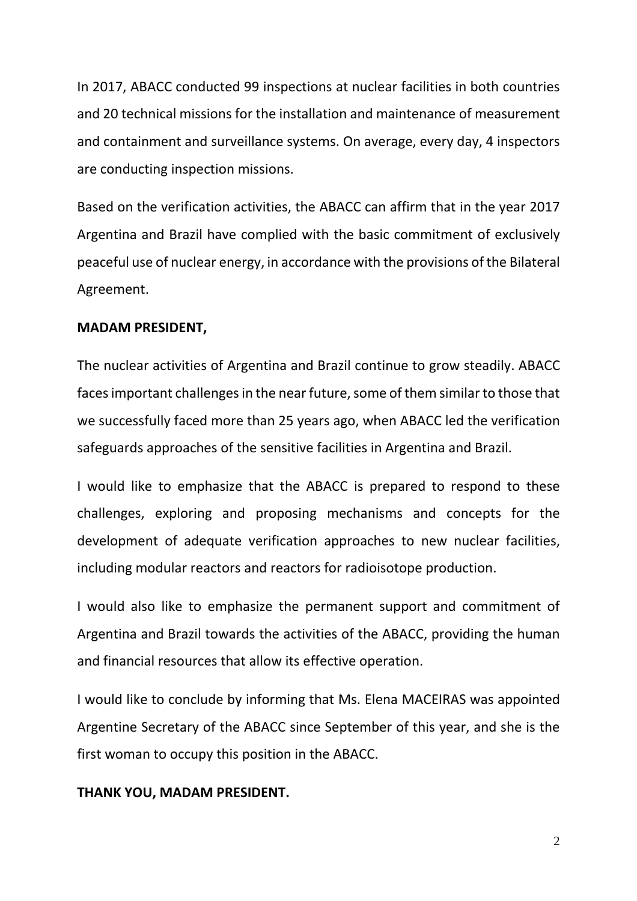In 2017, ABACC conducted 99 inspections at nuclear facilities in both countries and 20 technical missions for the installation and maintenance of measurement and containment and surveillance systems. On average, every day, 4 inspectors are conducting inspection missions.

Based on the verification activities, the ABACC can affirm that in the year 2017 Argentina and Brazil have complied with the basic commitment of exclusively peaceful use of nuclear energy, in accordance with the provisions of the Bilateral Agreement.

**MADAM PRESIDENT,**

The nuclear activities of Argentina and Brazil continue to grow steadily. ABACC faces important challenges in the near future, some of them similar to those that we successfully faced more than 25 years ago, when ABACC led the verification safeguards approaches of the sensitive facilities in Argentina and Brazil.

I would like to emphasize that the ABACC is prepared to respond to these challenges, exploring and proposing mechanisms and concepts for the development of adequate verification approaches to new nuclear facilities, including modular reactors and reactors for radioisotope production.

I would also like to emphasize the permanent support and commitment of Argentina and Brazil towards the activities of the ABACC, providing the human and financial resources that allow its effective operation.

I would like to conclude by informing that Ms. Elena MACEIRAS was appointed Argentine Secretary of the ABACC since September of this year, and she is the first woman to occupy this position in the ABACC.

**THANK YOU, MADAM PRESIDENT.**